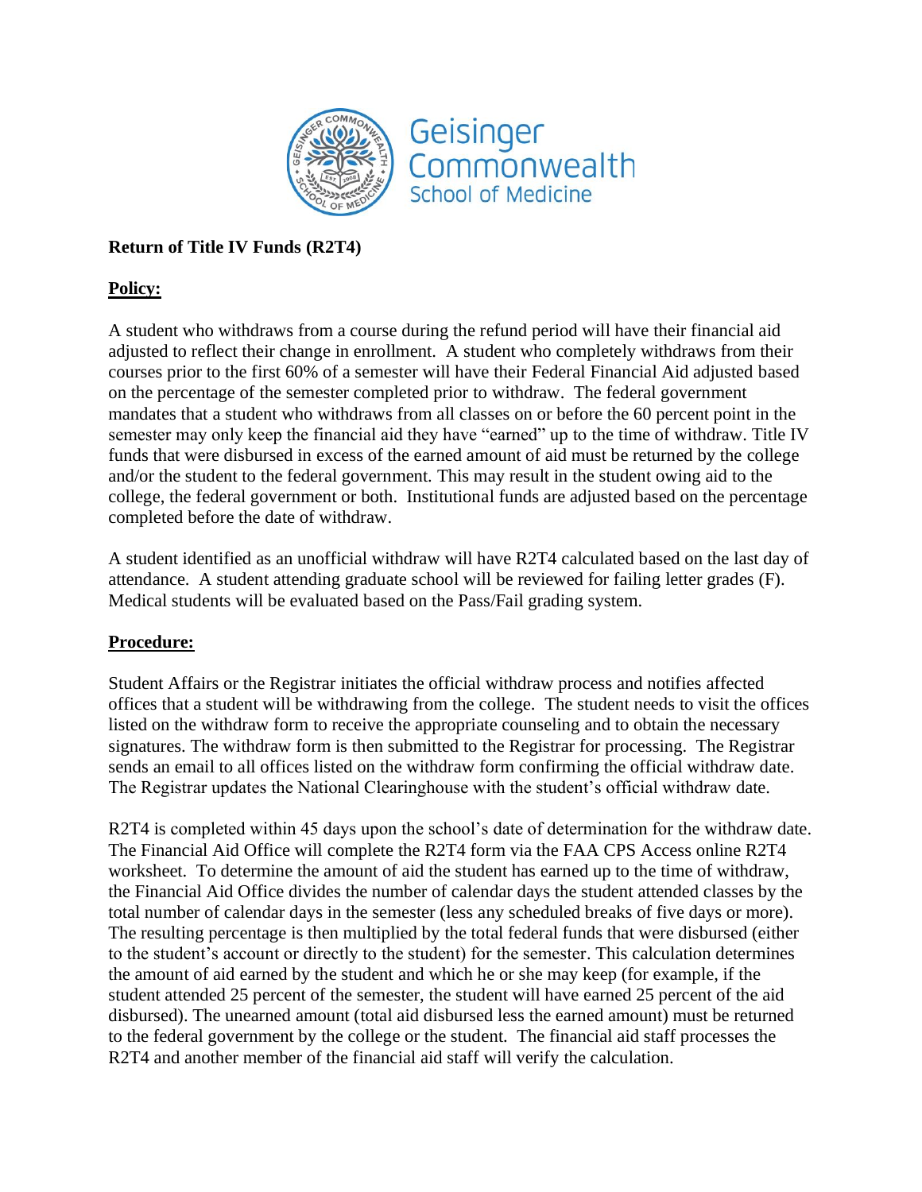Geisinger Commonwealth School of Medicine

**Return of Title IV Funds (R2T4)**

**Policy:**

A student who withdraws from a course during the refund period will have their financial aid adjusted to reflect their change in enrollment. A student who completely withdraws from their courses prior to the first 60% of a semester will have their Federal Financial Aid adjusted based on the percentage of the semester completed prior to withdraw. The federal government mandates that a student who withdraws from all classes on or before the 60 percent point in the semester may only keep the financial aid they have "earned" up to the time of withdraw. Title IV funds that were disbursed in excess of the earned amount of aid must be returned by the college and/or the student to the federal government. This may result in the student owing aid to the college, the federal government or both. Institutional funds are adjusted based on the percentage completed before the date of withdraw.

A student identified as an unofficial withdraw will have R2T4 calculated based on the last day of attendance. A student attending graduate school will be reviewed for failing letter grades (F). Medical students will be evaluated based on the Pass/Fail grading system.

**Procedure:**

Student Affairs or the Registrar initiates the official withdraw process and notifies affected offices that a student will be withdrawing from the college. The student needs to visit the offices listed on the withdraw form to receive the appropriate counseling and to obtain the necessary signatures. The withdraw form is then submitted to the Registrar for processing. The Registrar sends an email to all offices listed on the withdraw form confirming the official withdraw date. The Registrar updates the National Clearinghouse with the student's official withdraw date.

R2T4 is completed within 45 days upon the school's date of determination for the withdraw date. The Financial Aid Office will complete the R2T4 form via the FAA CPS Access online R2T4 worksheet. To determine the amount of aid the student has earned up to the time of withdraw, the Financial Aid Office divides the number of calendar days the student attended classes by the total number of calendar days in the semester (less any scheduled breaks of five days or more). The resulting percentage is then multiplied by the total federal funds that were disbursed (either to the student's account or directly to the student) for the semester. This calculation determines the amount of aid earned by the student and which he or she may keep (for example, if the student attended 25 percent of the semester, the student will have earned 25 percent of the aid disbursed). The unearned amount (total aid disbursed less the earned amount) must be returned to the federal government by the college or the student. The financial aid staff processes the R2T4 and another member of the financial aid staff will verify the calculation.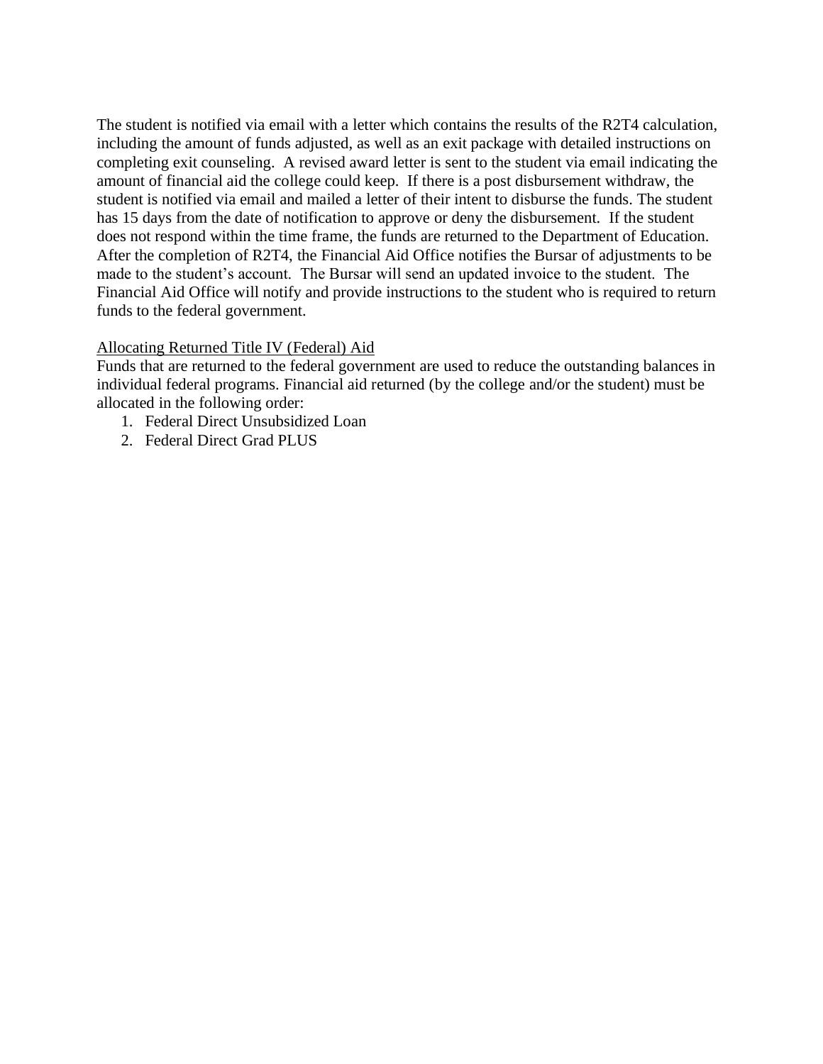The student is notified via email with a letter which contains the results of the R2T4 calculation, including the amount of funds adjusted, as well as an exit package with detailed instructions on completing exit counseling. A revised award letter is sent to the student via email indicating the amount of financial aid the college could keep. If there is a post disbursement withdraw, the student is notified via email and mailed a letter of their intent to disburse the funds. The student has 15 days from the date of notification to approve or deny the disbursement. If the student does not respond within the time frame, the funds are returned to the Department of Education. After the completion of R2T4, the Financial Aid Office notifies the Bursar of adjustments to be made to the student's account. The Bursar will send an updated invoice to the student. The Financial Aid Office will notify and provide instructions to the student who is required to return funds to the federal government.

<u>Allocating Returned Title IV (Federal) Aid</u>

Funds that are returned to the federal government are used to reduce the outstanding balances in individual federal programs. Financial aid returned (by the college and/or the student) must be allocated in the following order:

1. Federal Direct Unsubsidized Loan
2. Federal Direct Grad PLUS